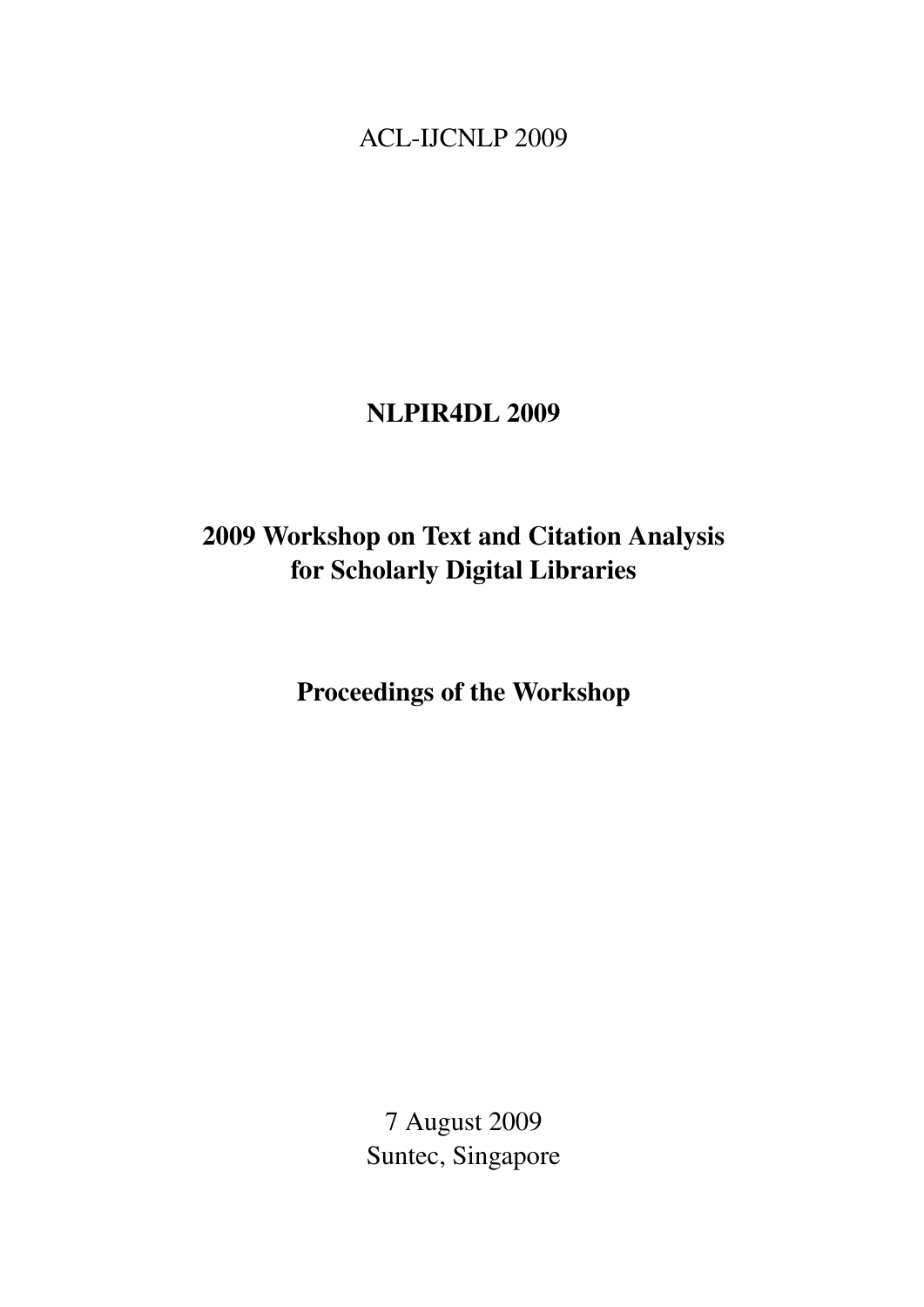ACL-IJCNLP 2009

# NLPIR4DL 2009

# 2009 Workshop on Text and Citation Analysis for Scholarly Digital Libraries

## Proceedings of the Workshop

7 August 2009
Suntec, Singapore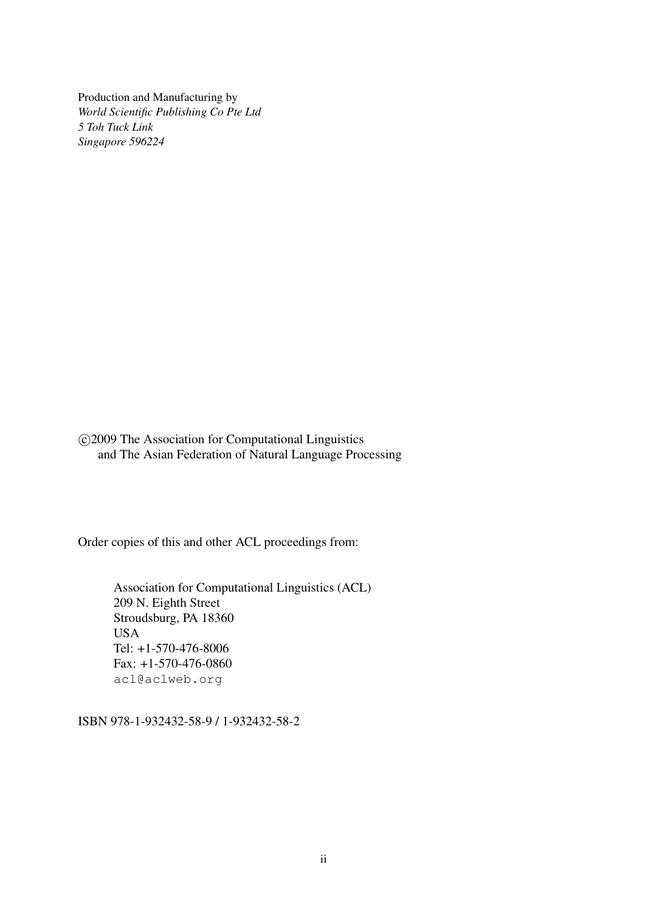Production and Manufacturing by
*World Scientific Publishing Co Pte Ltd*
*5 Toh Tuck Link*
*Singapore 596224*

©2009 The Association for Computational Linguistics
and The Asian Federation of Natural Language Processing

Order copies of this and other ACL proceedings from:

Association for Computational Linguistics (ACL)
209 N. Eighth Street
Stroudsburg, PA 18360
USA
Tel: +1-570-476-8006
Fax: +1-570-476-0860
acl@aclweb.org

ISBN 978-1-932432-58-9 / 1-932432-58-2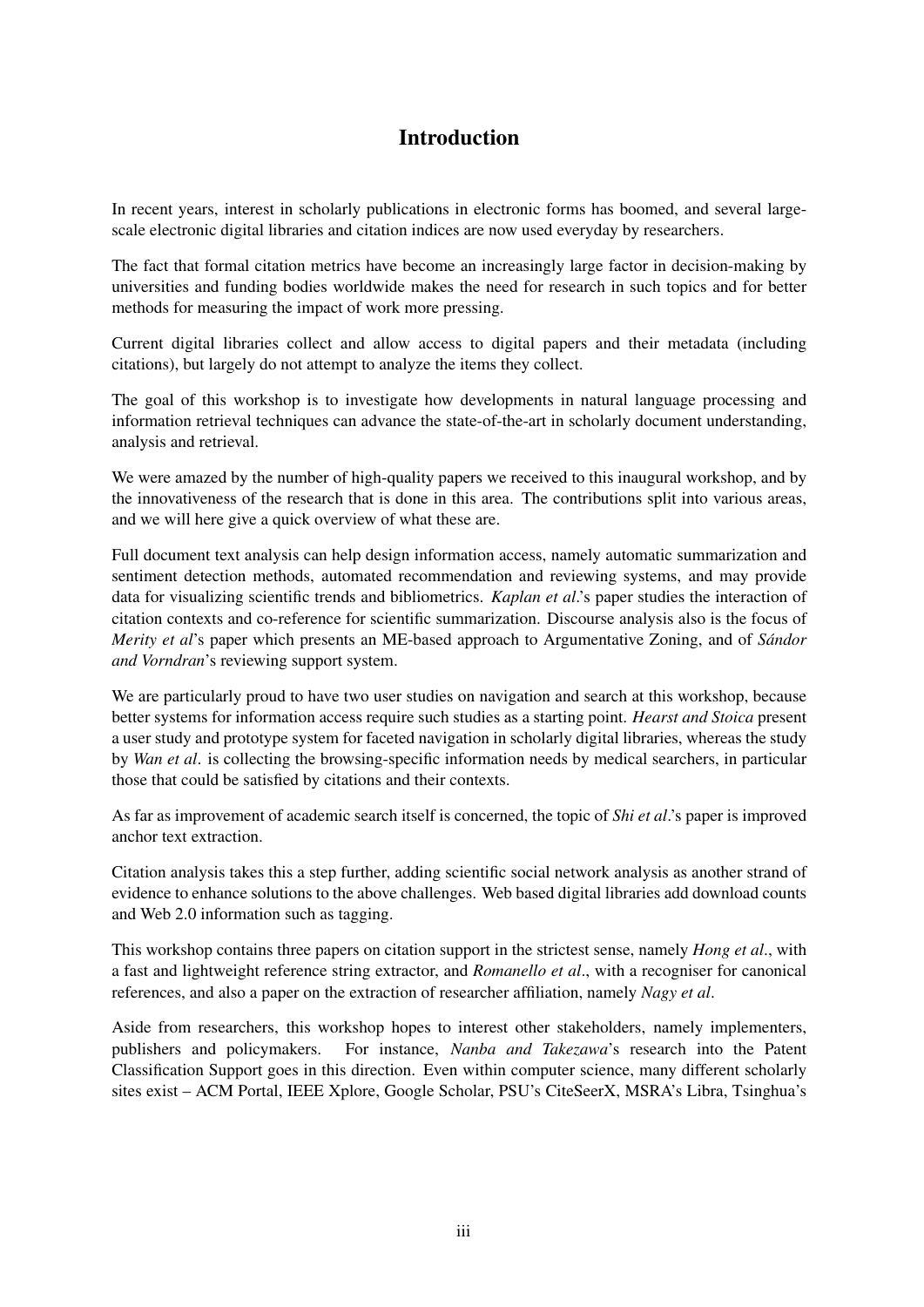# Introduction

In recent years, interest in scholarly publications in electronic forms has boomed, and several large-scale electronic digital libraries and citation indices are now used everyday by researchers.

The fact that formal citation metrics have become an increasingly large factor in decision-making by universities and funding bodies worldwide makes the need for research in such topics and for better methods for measuring the impact of work more pressing.

Current digital libraries collect and allow access to digital papers and their metadata (including citations), but largely do not attempt to analyze the items they collect.

The goal of this workshop is to investigate how developments in natural language processing and information retrieval techniques can advance the state-of-the-art in scholarly document understanding, analysis and retrieval.

We were amazed by the number of high-quality papers we received to this inaugural workshop, and by the innovativeness of the research that is done in this area. The contributions split into various areas, and we will here give a quick overview of what these are.

Full document text analysis can help design information access, namely automatic summarization and sentiment detection methods, automated recommendation and reviewing systems, and may provide data for visualizing scientific trends and bibliometrics. *Kaplan et al.*'s paper studies the interaction of citation contexts and co-reference for scientific summarization. Discourse analysis also is the focus of *Merity et al*'s paper which presents an ME-based approach to Argumentative Zoning, and of *Sándor and Vorndran*'s reviewing support system.

We are particularly proud to have two user studies on navigation and search at this workshop, because better systems for information access require such studies as a starting point. *Hearst and Stoica* present a user study and prototype system for faceted navigation in scholarly digital libraries, whereas the study by *Wan et al.* is collecting the browsing-specific information needs by medical searchers, in particular those that could be satisfied by citations and their contexts.

As far as improvement of academic search itself is concerned, the topic of *Shi et al.*'s paper is improved anchor text extraction.

Citation analysis takes this a step further, adding scientific social network analysis as another strand of evidence to enhance solutions to the above challenges. Web based digital libraries add download counts and Web 2.0 information such as tagging.

This workshop contains three papers on citation support in the strictest sense, namely *Hong et al.*, with a fast and lightweight reference string extractor, and *Romanello et al.*, with a recogniser for canonical references, and also a paper on the extraction of researcher affiliation, namely *Nagy et al.*

Aside from researchers, this workshop hopes to interest other stakeholders, namely implementers, publishers and policymakers. For instance, *Nanba and Takezawa*'s research into the Patent Classification Support goes in this direction. Even within computer science, many different scholarly sites exist – ACM Portal, IEEE Xplore, Google Scholar, PSU's CiteSeerX, MSRA's Libra, Tsinghua's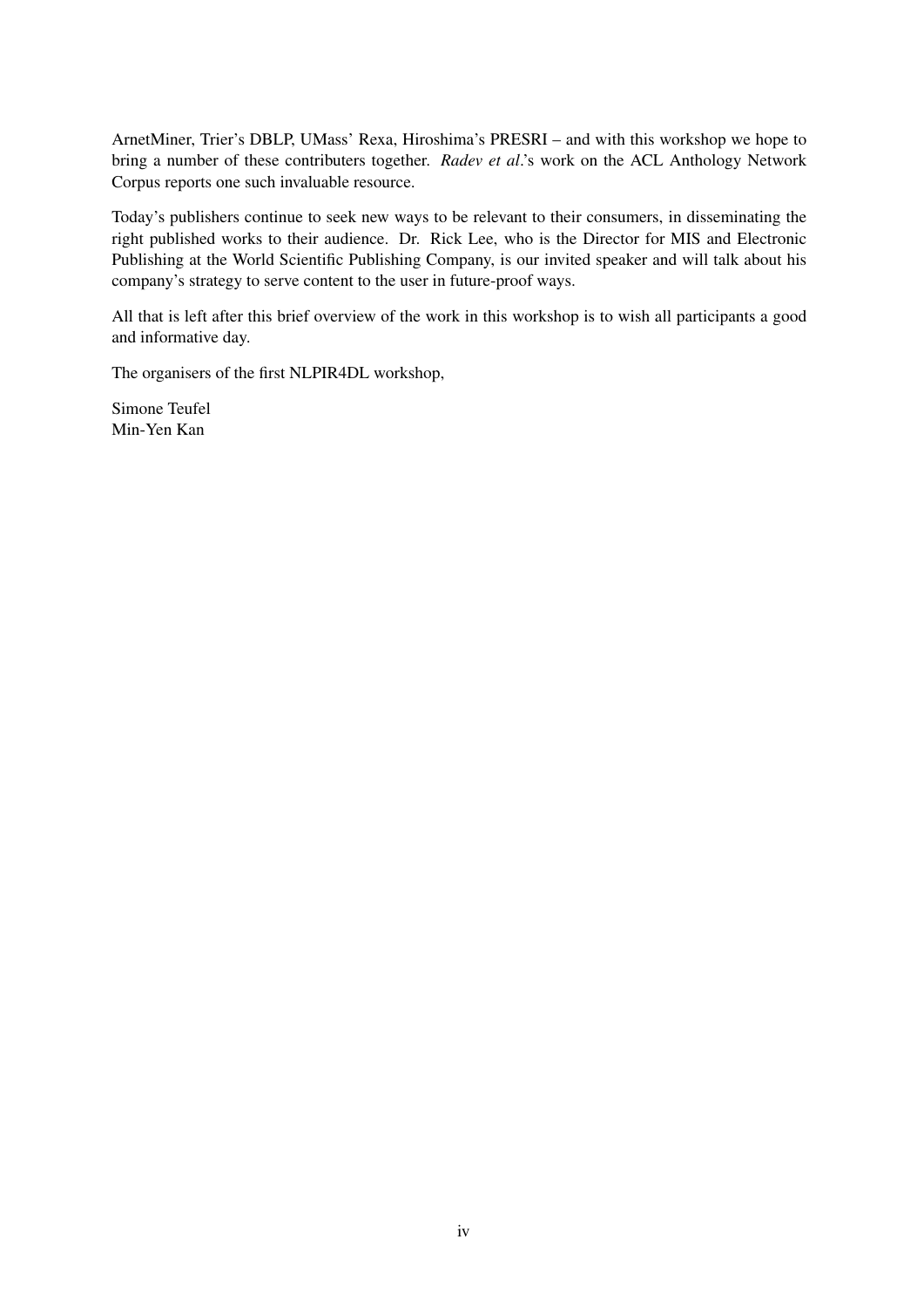ArnetMiner, Trier's DBLP, UMass' Rexa, Hiroshima's PRESRI – and with this workshop we hope to bring a number of these contributers together. *Radev et al*.'s work on the ACL Anthology Network Corpus reports one such invaluable resource.

Today's publishers continue to seek new ways to be relevant to their consumers, in disseminating the right published works to their audience. Dr. Rick Lee, who is the Director for MIS and Electronic Publishing at the World Scientific Publishing Company, is our invited speaker and will talk about his company's strategy to serve content to the user in future-proof ways.

All that is left after this brief overview of the work in this workshop is to wish all participants a good and informative day.

The organisers of the first NLPIR4DL workshop,

Simone Teufel
Min-Yen Kan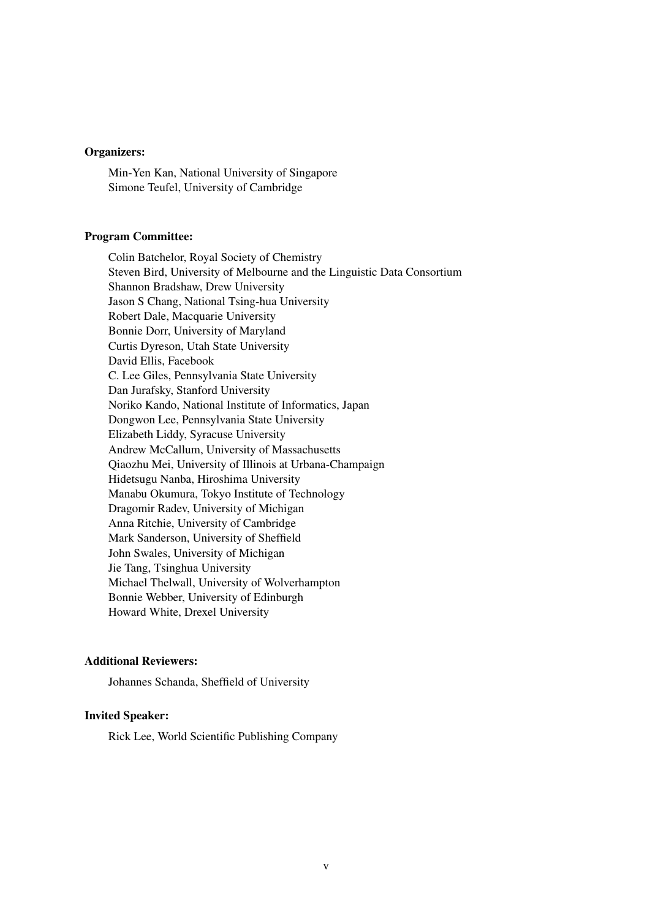**Organizers:**

Min-Yen Kan, National University of Singapore
Simone Teufel, University of Cambridge

**Program Committee:**

Colin Batchelor, Royal Society of Chemistry
Steven Bird, University of Melbourne and the Linguistic Data Consortium
Shannon Bradshaw, Drew University
Jason S Chang, National Tsing-hua University
Robert Dale, Macquarie University
Bonnie Dorr, University of Maryland
Curtis Dyreson, Utah State University
David Ellis, Facebook
C. Lee Giles, Pennsylvania State University
Dan Jurafsky, Stanford University
Noriko Kando, National Institute of Informatics, Japan
Dongwon Lee, Pennsylvania State University
Elizabeth Liddy, Syracuse University
Andrew McCallum, University of Massachusetts
Qiaozhu Mei, University of Illinois at Urbana-Champaign
Hidetsugu Nanba, Hiroshima University
Manabu Okumura, Tokyo Institute of Technology
Dragomir Radev, University of Michigan
Anna Ritchie, University of Cambridge
Mark Sanderson, University of Sheffield
John Swales, University of Michigan
Jie Tang, Tsinghua University
Michael Thelwall, University of Wolverhampton
Bonnie Webber, University of Edinburgh
Howard White, Drexel University

**Additional Reviewers:**

Johannes Schanda, Sheffield of University

**Invited Speaker:**

Rick Lee, World Scientific Publishing Company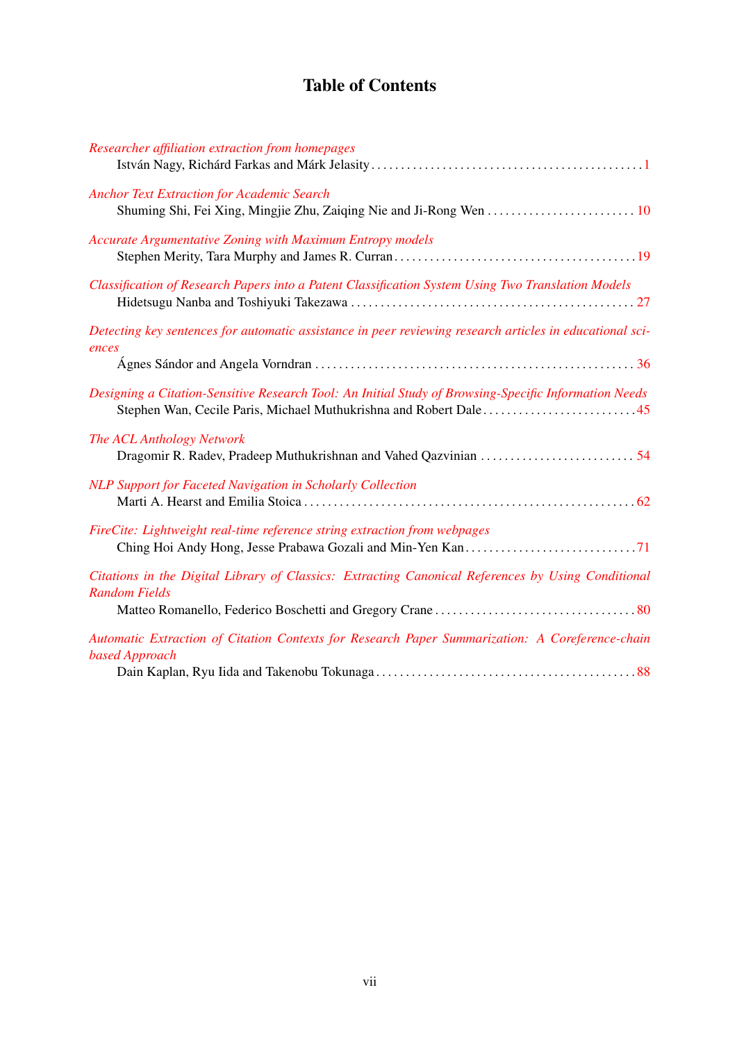# Table of Contents

*Researcher affiliation extraction from homepages*
István Nagy, Richárd Farkas and Márk Jelasity . . . . . . . . . . 1

*Anchor Text Extraction for Academic Search*
Shuming Shi, Fei Xing, Mingjie Zhu, Zaiqing Nie and Ji-Rong Wen . . . . . . . . . . 10

*Accurate Argumentative Zoning with Maximum Entropy models*
Stephen Merity, Tara Murphy and James R. Curran . . . . . . . . . . 19

*Classification of Research Papers into a Patent Classification System Using Two Translation Models*
Hidetsugu Nanba and Toshiyuki Takezawa . . . . . . . . . . 27

*Detecting key sentences for automatic assistance in peer reviewing research articles in educational sciences*
Ágnes Sándor and Angela Vorndran . . . . . . . . . . 36

*Designing a Citation-Sensitive Research Tool: An Initial Study of Browsing-Specific Information Needs*
Stephen Wan, Cecile Paris, Michael Muthukrishna and Robert Dale . . . . . . . . . . 45

*The ACL Anthology Network*
Dragomir R. Radev, Pradeep Muthukrishnan and Vahed Qazvinian . . . . . . . . . . 54

*NLP Support for Faceted Navigation in Scholarly Collection*
Marti A. Hearst and Emilia Stoica . . . . . . . . . . 62

*FireCite: Lightweight real-time reference string extraction from webpages*
Ching Hoi Andy Hong, Jesse Prabawa Gozali and Min-Yen Kan . . . . . . . . . . 71

*Citations in the Digital Library of Classics: Extracting Canonical References by Using Conditional Random Fields*
Matteo Romanello, Federico Boschetti and Gregory Crane . . . . . . . . . . 80

*Automatic Extraction of Citation Contexts for Research Paper Summarization: A Coreference-chain based Approach*
Dain Kaplan, Ryu Iida and Takenobu Tokunaga . . . . . . . . . . 88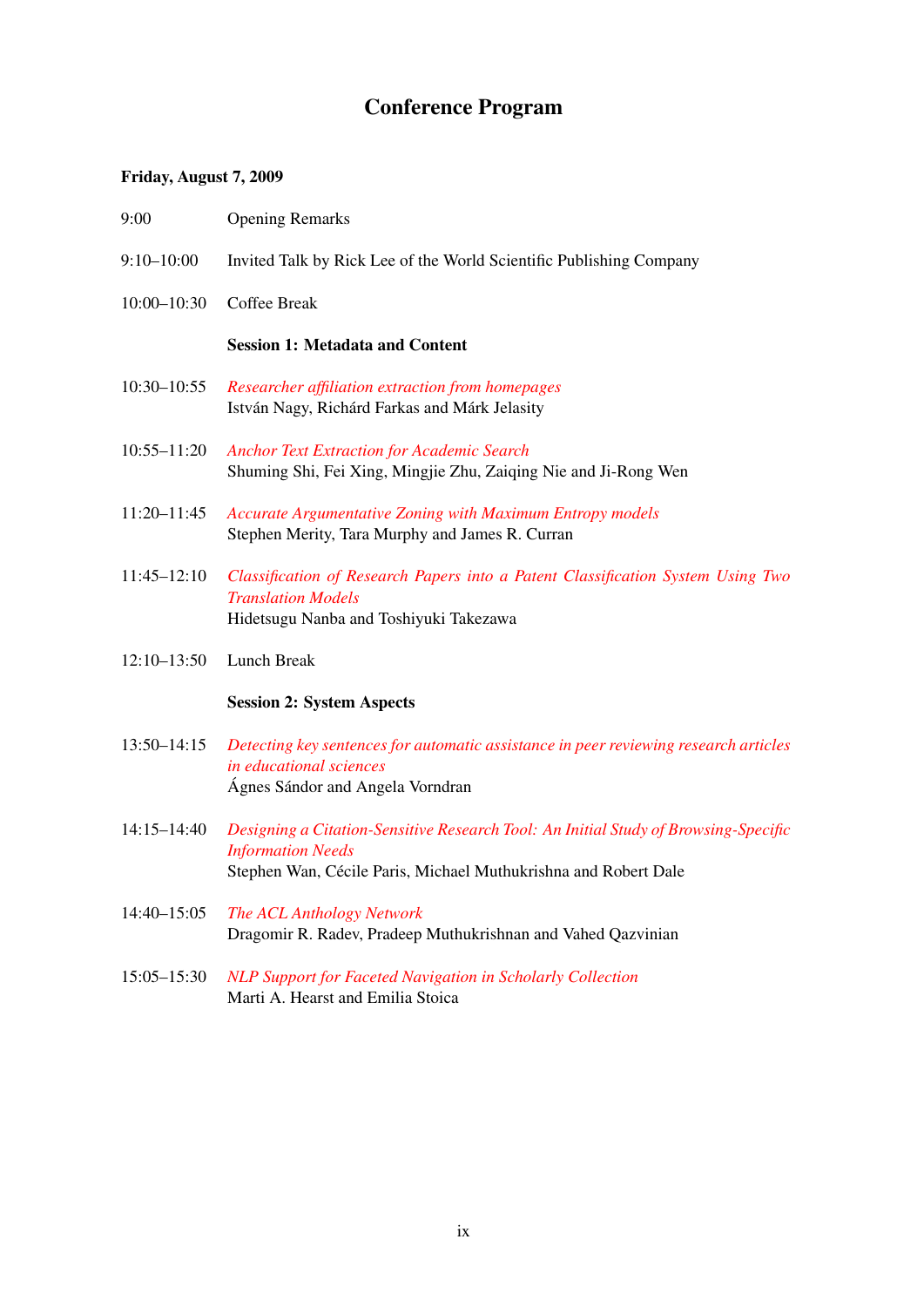# Conference Program

**Friday, August 7, 2009**

9:00 Opening Remarks

9:10–10:00 Invited Talk by Rick Lee of the World Scientific Publishing Company

10:00–10:30 Coffee Break

**Session 1: Metadata and Content**

10:30–10:55 *Researcher affiliation extraction from homepages*
István Nagy, Richárd Farkas and Márk Jelasity

10:55–11:20 *Anchor Text Extraction for Academic Search*
Shuming Shi, Fei Xing, Mingjie Zhu, Zaiqing Nie and Ji-Rong Wen

11:20–11:45 *Accurate Argumentative Zoning with Maximum Entropy models*
Stephen Merity, Tara Murphy and James R. Curran

11:45–12:10 *Classification of Research Papers into a Patent Classification System Using Two Translation Models*
Hidetsugu Nanba and Toshiyuki Takezawa

12:10–13:50 Lunch Break

**Session 2: System Aspects**

13:50–14:15 *Detecting key sentences for automatic assistance in peer reviewing research articles in educational sciences*
Ágnes Sándor and Angela Vorndran

14:15–14:40 *Designing a Citation-Sensitive Research Tool: An Initial Study of Browsing-Specific Information Needs*
Stephen Wan, Cécile Paris, Michael Muthukrishna and Robert Dale

14:40–15:05 *The ACL Anthology Network*
Dragomir R. Radev, Pradeep Muthukrishnan and Vahed Qazvinian

15:05–15:30 *NLP Support for Faceted Navigation in Scholarly Collection*
Marti A. Hearst and Emilia Stoica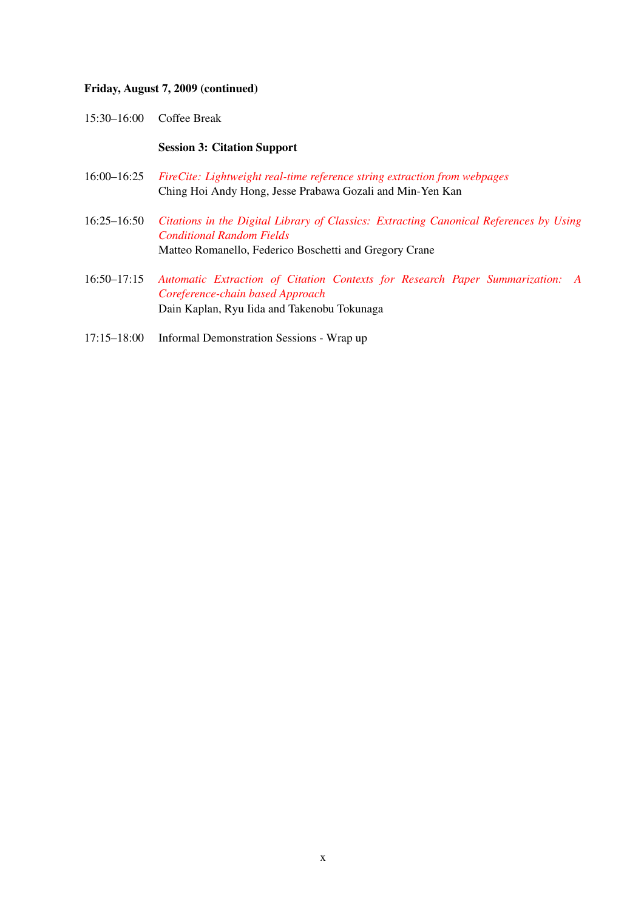**Friday, August 7, 2009 (continued)**

15:30–16:00 Coffee Break

**Session 3: Citation Support**

16:00–16:25 *FireCite: Lightweight real-time reference string extraction from webpages*
Ching Hoi Andy Hong, Jesse Prabawa Gozali and Min-Yen Kan

16:25–16:50 *Citations in the Digital Library of Classics: Extracting Canonical References by Using Conditional Random Fields*
Matteo Romanello, Federico Boschetti and Gregory Crane

16:50–17:15 *Automatic Extraction of Citation Contexts for Research Paper Summarization: A Coreference-chain based Approach*
Dain Kaplan, Ryu Iida and Takenobu Tokunaga

17:15–18:00 Informal Demonstration Sessions - Wrap up